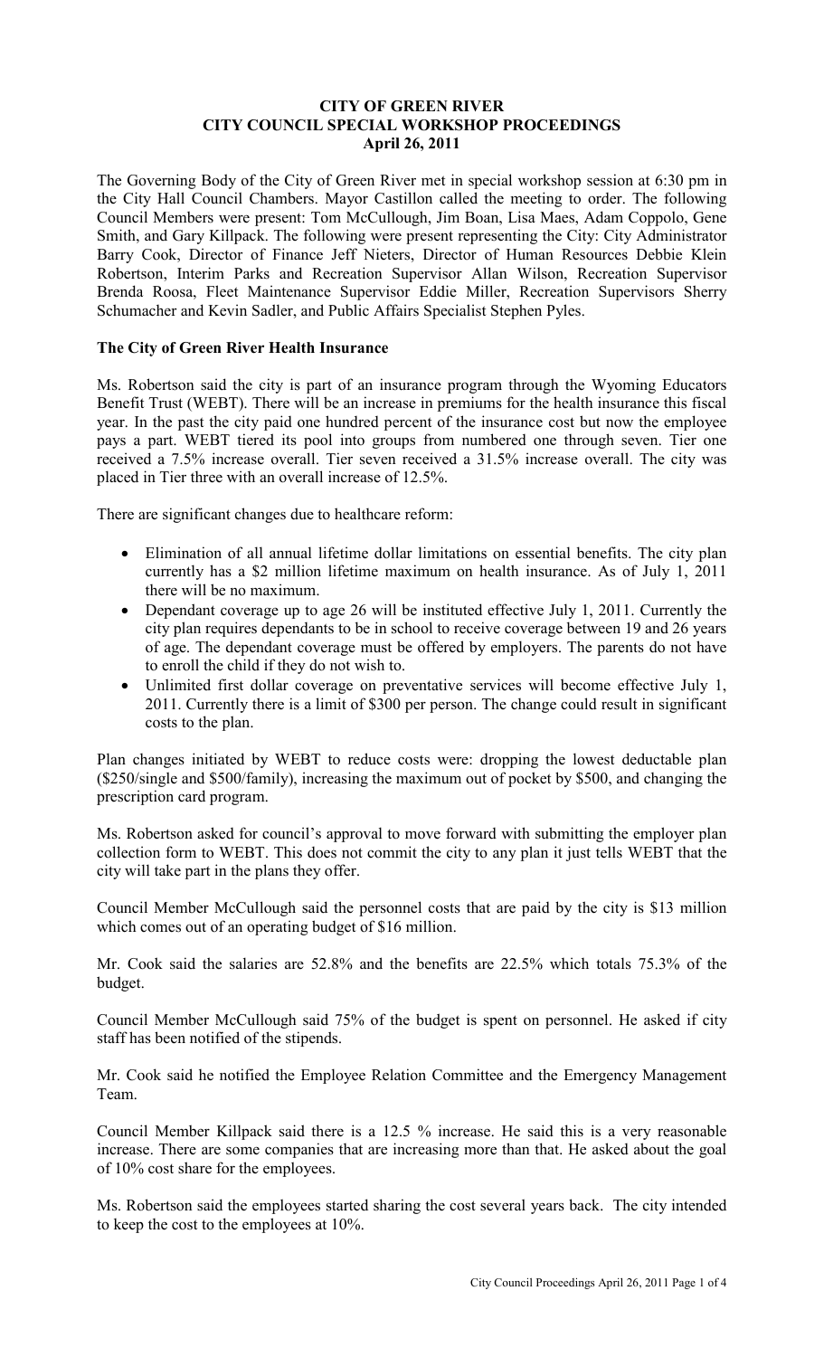# CITY OF GREEN RIVER
## CITY COUNCIL SPECIAL WORKSHOP PROCEEDINGS
### April 26, 2011

The Governing Body of the City of Green River met in special workshop session at 6:30 pm in the City Hall Council Chambers. Mayor Castillon called the meeting to order. The following Council Members were present: Tom McCullough, Jim Boan, Lisa Maes, Adam Coppolo, Gene Smith, and Gary Killpack. The following were present representing the City: City Administrator Barry Cook, Director of Finance Jeff Nieters, Director of Human Resources Debbie Klein Robertson, Interim Parks and Recreation Supervisor Allan Wilson, Recreation Supervisor Brenda Roosa, Fleet Maintenance Supervisor Eddie Miller, Recreation Supervisors Sherry Schumacher and Kevin Sadler, and Public Affairs Specialist Stephen Pyles.

**The City of Green River Health Insurance**

Ms. Robertson said the city is part of an insurance program through the Wyoming Educators Benefit Trust (WEBT). There will be an increase in premiums for the health insurance this fiscal year. In the past the city paid one hundred percent of the insurance cost but now the employee pays a part. WEBT tiered its pool into groups from numbered one through seven. Tier one received a 7.5% increase overall. Tier seven received a 31.5% increase overall. The city was placed in Tier three with an overall increase of 12.5%.

There are significant changes due to healthcare reform:

- Elimination of all annual lifetime dollar limitations on essential benefits. The city plan currently has a $2 million lifetime maximum on health insurance. As of July 1, 2011 there will be no maximum.
- Dependant coverage up to age 26 will be instituted effective July 1, 2011. Currently the city plan requires dependants to be in school to receive coverage between 19 and 26 years of age. The dependant coverage must be offered by employers. The parents do not have to enroll the child if they do not wish to.
- Unlimited first dollar coverage on preventative services will become effective July 1, 2011. Currently there is a limit of $300 per person. The change could result in significant costs to the plan.

Plan changes initiated by WEBT to reduce costs were: dropping the lowest deductable plan ($250/single and $500/family), increasing the maximum out of pocket by $500, and changing the prescription card program.

Ms. Robertson asked for council's approval to move forward with submitting the employer plan collection form to WEBT. This does not commit the city to any plan it just tells WEBT that the city will take part in the plans they offer.

Council Member McCullough said the personnel costs that are paid by the city is $13 million which comes out of an operating budget of $16 million.

Mr. Cook said the salaries are 52.8% and the benefits are 22.5% which totals 75.3% of the budget.

Council Member McCullough said 75% of the budget is spent on personnel. He asked if city staff has been notified of the stipends.

Mr. Cook said he notified the Employee Relation Committee and the Emergency Management Team.

Council Member Killpack said there is a 12.5 % increase. He said this is a very reasonable increase. There are some companies that are increasing more than that. He asked about the goal of 10% cost share for the employees.

Ms. Robertson said the employees started sharing the cost several years back. The city intended to keep the cost to the employees at 10%.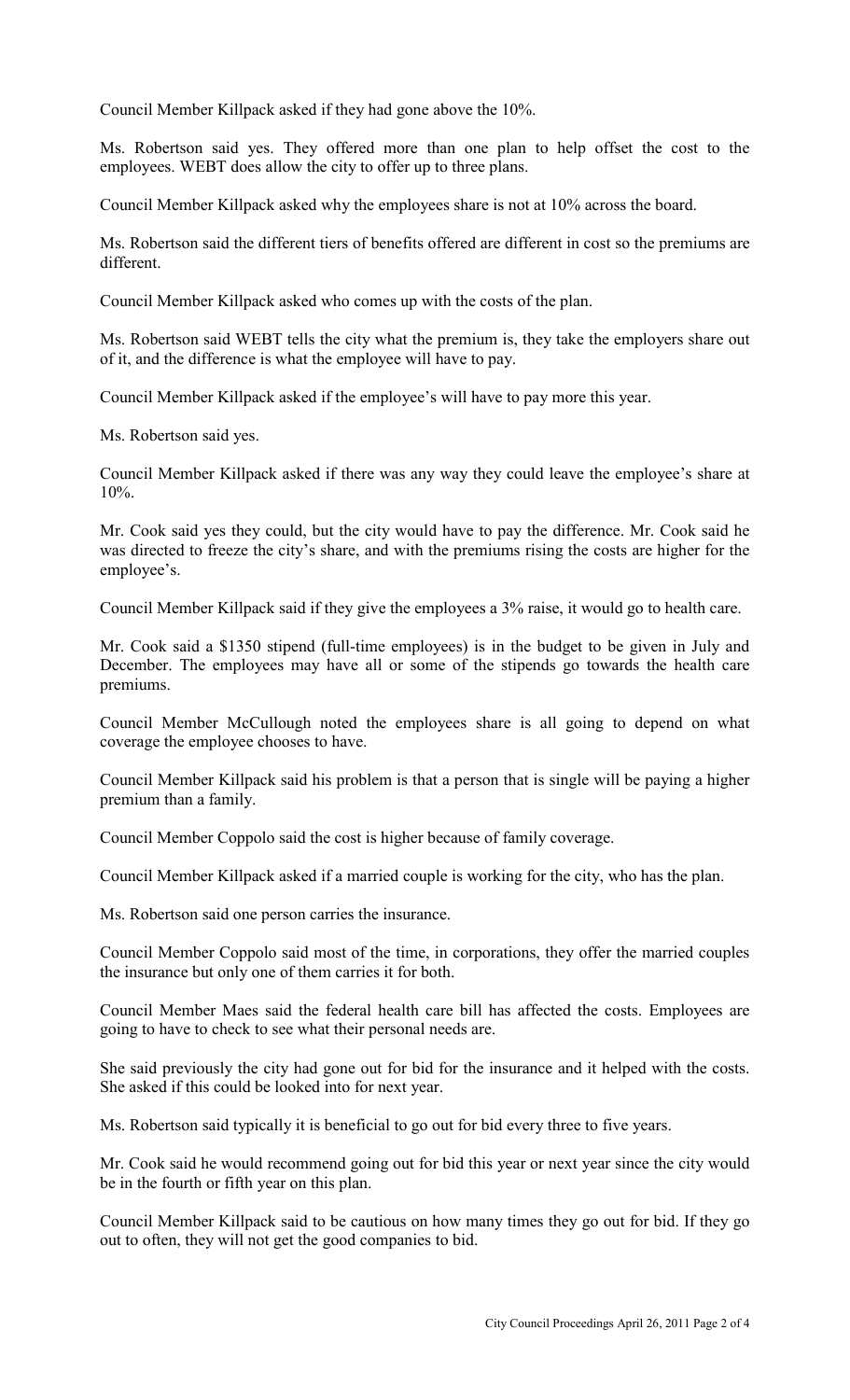Council Member Killpack asked if they had gone above the 10%.

Ms. Robertson said yes. They offered more than one plan to help offset the cost to the employees. WEBT does allow the city to offer up to three plans.

Council Member Killpack asked why the employees share is not at 10% across the board.

Ms. Robertson said the different tiers of benefits offered are different in cost so the premiums are different.

Council Member Killpack asked who comes up with the costs of the plan.

Ms. Robertson said WEBT tells the city what the premium is, they take the employers share out of it, and the difference is what the employee will have to pay.

Council Member Killpack asked if the employee's will have to pay more this year.

Ms. Robertson said yes.

Council Member Killpack asked if there was any way they could leave the employee's share at 10%.

Mr. Cook said yes they could, but the city would have to pay the difference. Mr. Cook said he was directed to freeze the city's share, and with the premiums rising the costs are higher for the employee's.

Council Member Killpack said if they give the employees a 3% raise, it would go to health care.

Mr. Cook said a $1350 stipend (full-time employees) is in the budget to be given in July and December. The employees may have all or some of the stipends go towards the health care premiums.

Council Member McCullough noted the employees share is all going to depend on what coverage the employee chooses to have.

Council Member Killpack said his problem is that a person that is single will be paying a higher premium than a family.

Council Member Coppolo said the cost is higher because of family coverage.

Council Member Killpack asked if a married couple is working for the city, who has the plan.

Ms. Robertson said one person carries the insurance.

Council Member Coppolo said most of the time, in corporations, they offer the married couples the insurance but only one of them carries it for both.

Council Member Maes said the federal health care bill has affected the costs. Employees are going to have to check to see what their personal needs are.

She said previously the city had gone out for bid for the insurance and it helped with the costs. She asked if this could be looked into for next year.

Ms. Robertson said typically it is beneficial to go out for bid every three to five years.

Mr. Cook said he would recommend going out for bid this year or next year since the city would be in the fourth or fifth year on this plan.

Council Member Killpack said to be cautious on how many times they go out for bid. If they go out to often, they will not get the good companies to bid.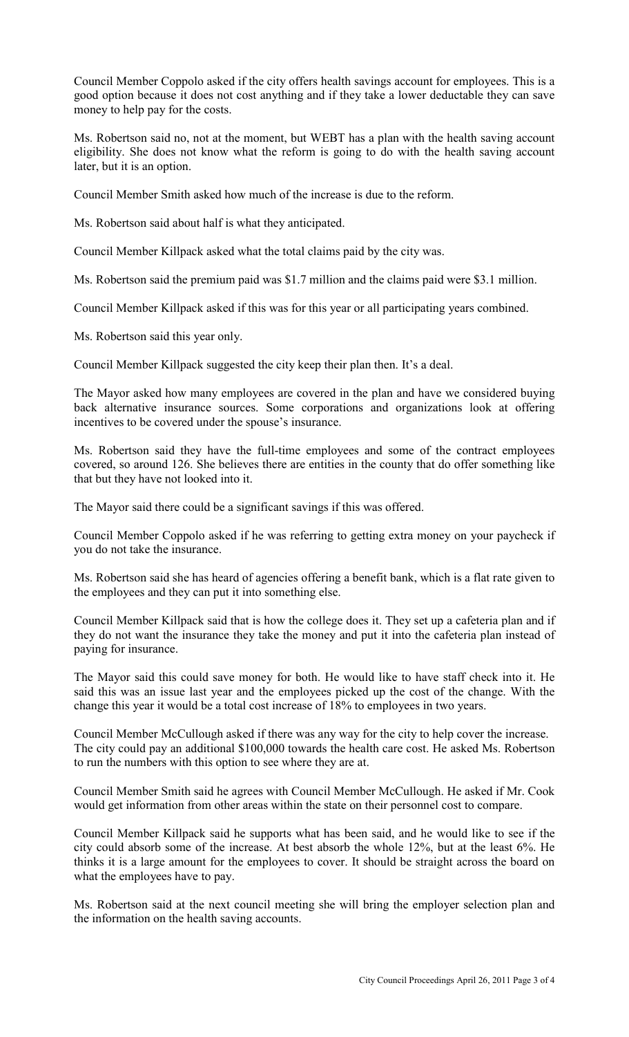Council Member Coppolo asked if the city offers health savings account for employees. This is a good option because it does not cost anything and if they take a lower deductable they can save money to help pay for the costs.

Ms. Robertson said no, not at the moment, but WEBT has a plan with the health saving account eligibility. She does not know what the reform is going to do with the health saving account later, but it is an option.

Council Member Smith asked how much of the increase is due to the reform.

Ms. Robertson said about half is what they anticipated.

Council Member Killpack asked what the total claims paid by the city was.

Ms. Robertson said the premium paid was $1.7 million and the claims paid were $3.1 million.

Council Member Killpack asked if this was for this year or all participating years combined.

Ms. Robertson said this year only.

Council Member Killpack suggested the city keep their plan then. It's a deal.

The Mayor asked how many employees are covered in the plan and have we considered buying back alternative insurance sources. Some corporations and organizations look at offering incentives to be covered under the spouse's insurance.

Ms. Robertson said they have the full-time employees and some of the contract employees covered, so around 126. She believes there are entities in the county that do offer something like that but they have not looked into it.

The Mayor said there could be a significant savings if this was offered.

Council Member Coppolo asked if he was referring to getting extra money on your paycheck if you do not take the insurance.

Ms. Robertson said she has heard of agencies offering a benefit bank, which is a flat rate given to the employees and they can put it into something else.

Council Member Killpack said that is how the college does it. They set up a cafeteria plan and if they do not want the insurance they take the money and put it into the cafeteria plan instead of paying for insurance.

The Mayor said this could save money for both. He would like to have staff check into it. He said this was an issue last year and the employees picked up the cost of the change. With the change this year it would be a total cost increase of 18% to employees in two years.

Council Member McCullough asked if there was any way for the city to help cover the increase. The city could pay an additional $100,000 towards the health care cost. He asked Ms. Robertson to run the numbers with this option to see where they are at.

Council Member Smith said he agrees with Council Member McCullough. He asked if Mr. Cook would get information from other areas within the state on their personnel cost to compare.

Council Member Killpack said he supports what has been said, and he would like to see if the city could absorb some of the increase. At best absorb the whole 12%, but at the least 6%. He thinks it is a large amount for the employees to cover. It should be straight across the board on what the employees have to pay.

Ms. Robertson said at the next council meeting she will bring the employer selection plan and the information on the health saving accounts.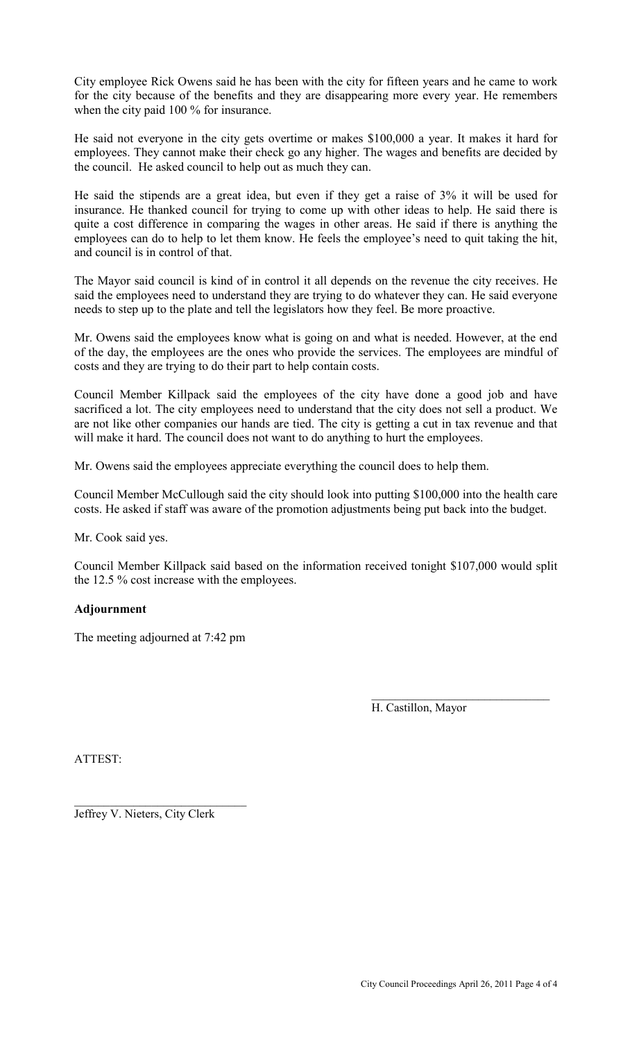City employee Rick Owens said he has been with the city for fifteen years and he came to work for the city because of the benefits and they are disappearing more every year. He remembers when the city paid 100 % for insurance.

He said not everyone in the city gets overtime or makes $100,000 a year. It makes it hard for employees. They cannot make their check go any higher. The wages and benefits are decided by the council. He asked council to help out as much they can.

He said the stipends are a great idea, but even if they get a raise of 3% it will be used for insurance. He thanked council for trying to come up with other ideas to help. He said there is quite a cost difference in comparing the wages in other areas. He said if there is anything the employees can do to help to let them know. He feels the employee's need to quit taking the hit, and council is in control of that.

The Mayor said council is kind of in control it all depends on the revenue the city receives. He said the employees need to understand they are trying to do whatever they can. He said everyone needs to step up to the plate and tell the legislators how they feel. Be more proactive.

Mr. Owens said the employees know what is going on and what is needed. However, at the end of the day, the employees are the ones who provide the services. The employees are mindful of costs and they are trying to do their part to help contain costs.

Council Member Killpack said the employees of the city have done a good job and have sacrificed a lot. The city employees need to understand that the city does not sell a product. We are not like other companies our hands are tied. The city is getting a cut in tax revenue and that will make it hard. The council does not want to do anything to hurt the employees.

Mr. Owens said the employees appreciate everything the council does to help them.

Council Member McCullough said the city should look into putting $100,000 into the health care costs. He asked if staff was aware of the promotion adjustments being put back into the budget.

Mr. Cook said yes.

Council Member Killpack said based on the information received tonight $107,000 would split the 12.5 % cost increase with the employees.

**Adjournment**

The meeting adjourned at 7:42 pm

\_\_\_\_\_\_\_\_\_\_\_\_\_\_\_\_\_\_\_\_\_\_\_\_\_\_\_\_\_\_
H. Castillon, Mayor

ATTEST:

\_\_\_\_\_\_\_\_\_\_\_\_\_\_\_\_\_\_\_\_\_\_\_\_\_\_\_\_\_\_
Jeffrey V. Nieters, City Clerk